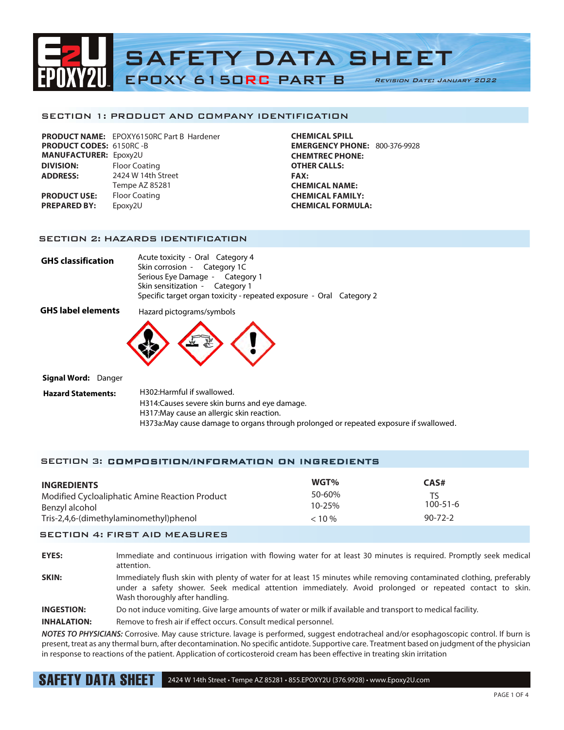# SAFETY DATA SHEET

## EPOXY 6150RC PART B

Revision Date: January 2022

## SECTION 1: PRODUCT AND COMPANY IDENTIFICATION

**PRODUCT NAME:** EPOXY6150RC Part B Hardener
**PRODUCT CODES:** 6150RC -B
**MANUFACTURER:** Epoxy2U
**DIVISION:** Floor Coating
**ADDRESS:** 2424 W 14th Street
Tempe AZ 85281
**PRODUCT USE:** Floor Coating
**PREPARED BY:** Epoxy2U

**CHEMICAL SPILL**
**EMERGENCY PHONE:** 800-376-9928
**CHEMTREC PHONE:**
**OTHER CALLS:**
**FAX:**
**CHEMICAL NAME:**
**CHEMICAL FAMILY:**
**CHEMICAL FORMULA:**

## SECTION 2: HAZARDS IDENTIFICATION

**GHS classification**

Acute toxicity - Oral Category 4
Skin corrosion - Category 1C
Serious Eye Damage - Category 1
Skin sensitization - Category 1
Specific target organ toxicity - repeated exposure - Oral Category 2

**GHS label elements**

Hazard pictograms/symbols

**Signal Word:** Danger

**Hazard Statements:**

H302:Harmful if swallowed.
H314:Causes severe skin burns and eye damage.
H317:May cause an allergic skin reaction.
H373a:May cause damage to organs through prolonged or repeated exposure if swallowed.

## SECTION 3: COMPOSITION/INFORMATION ON INGREDIENTS

| INGREDIENTS | WGT% | CAS# |
|---|---|---|
| Modified Cycloaliphatic Amine Reaction Product | 50-60% | TS |
| Benzyl alcohol | 10-25% | 100-51-6 |
| Tris-2,4,6-(dimethylaminomethyl)phenol | < 10 % | 90-72-2 |

## SECTION 4: FIRST AID MEASURES

**EYES:** Immediate and continuous irrigation with flowing water for at least 30 minutes is required. Promptly seek medical attention.

**SKIN:** Immediately flush skin with plenty of water for at least 15 minutes while removing contaminated clothing, preferably under a safety shower. Seek medical attention immediately. Avoid prolonged or repeated contact to skin. Wash thoroughly after handling.

**INGESTION:** Do not induce vomiting. Give large amounts of water or milk if available and transport to medical facility.

**INHALATION:** Remove to fresh air if effect occurs. Consult medical personnel.

***NOTES TO PHYSICIANS:*** Corrosive. May cause stricture. lavage is performed, suggest endotracheal and/or esophagoscopic control. If burn is present, treat as any thermal burn, after decontamination. No specific antidote. Supportive care. Treatment based on judgment of the physician in response to reactions of the patient. Application of corticosteroid cream has been effective in treating skin irritation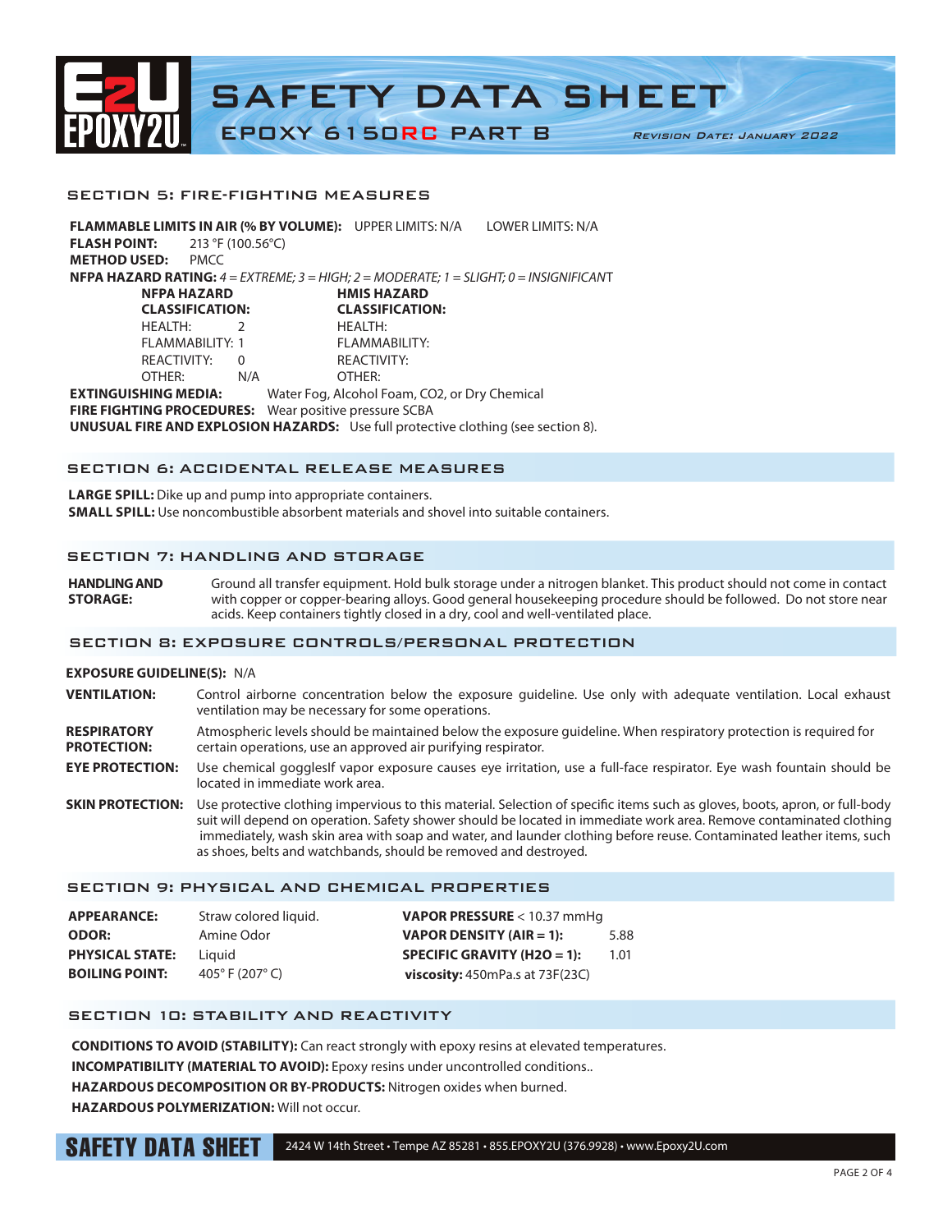# SAFETY DATA SHEET

## EPOXY 6150RC PART B

*Revision Date: January 2022*

## SECTION 5: FIRE-FIGHTING MEASURES

**FLAMMABLE LIMITS IN AIR (% BY VOLUME):** UPPER LIMITS: N/A LOWER LIMITS: N/A
**FLASH POINT:** 213 °F (100.56°C)
**METHOD USED:** PMCC
**NFPA HAZARD RATING:** *4 = EXTREME; 3 = HIGH; 2 = MODERATE; 1 = SLIGHT; 0 = INSIGNIFICANT*

| **NFPA HAZARD CLASSIFICATION:** | | **HMIS HAZARD CLASSIFICATION:** | |
|---|---|---|---|
| HEALTH: | 2 | HEALTH: | |
| FLAMMABILITY: | 1 | FLAMMABILITY: | |
| REACTIVITY: | 0 | REACTIVITY: | |
| OTHER: | N/A | OTHER: | |

**EXTINGUISHING MEDIA:** Water Fog, Alcohol Foam, CO2, or Dry Chemical
**FIRE FIGHTING PROCEDURES:** Wear positive pressure SCBA
**UNUSUAL FIRE AND EXPLOSION HAZARDS:** Use full protective clothing (see section 8).

## SECTION 6: ACCIDENTAL RELEASE MEASURES

**LARGE SPILL:** Dike up and pump into appropriate containers.
**SMALL SPILL:** Use noncombustible absorbent materials and shovel into suitable containers.

## SECTION 7: HANDLING AND STORAGE

**HANDLING AND STORAGE:** Ground all transfer equipment. Hold bulk storage under a nitrogen blanket. This product should not come in contact with copper or copper-bearing alloys. Good general housekeeping procedure should be followed. Do not store near acids. Keep containers tightly closed in a dry, cool and well-ventilated place.

## SECTION 8: EXPOSURE CONTROLS/PERSONAL PROTECTION

**EXPOSURE GUIDELINE(S):** N/A

**VENTILATION:** Control airborne concentration below the exposure guideline. Use only with adequate ventilation. Local exhaust ventilation may be necessary for some operations.

**RESPIRATORY PROTECTION:** Atmospheric levels should be maintained below the exposure guideline. When respiratory protection is required for certain operations, use an approved air purifying respirator.

**EYE PROTECTION:** Use chemical gogglesIf vapor exposure causes eye irritation, use a full-face respirator. Eye wash fountain should be located in immediate work area.

**SKIN PROTECTION:** Use protective clothing impervious to this material. Selection of specific items such as gloves, boots, apron, or full-body suit will depend on operation. Safety shower should be located in immediate work area. Remove contaminated clothing immediately, wash skin area with soap and water, and launder clothing before reuse. Contaminated leather items, such as shoes, belts and watchbands, should be removed and destroyed.

## SECTION 9: PHYSICAL AND CHEMICAL PROPERTIES

| | | | |
|---|---|---|---|
| **APPEARANCE:** | Straw colored liquid. | **VAPOR PRESSURE** | < 10.37 mmHg |
| **ODOR:** | Amine Odor | **VAPOR DENSITY (AIR = 1):** | 5.88 |
| **PHYSICAL STATE:** | Liquid | **SPECIFIC GRAVITY (H2O = 1):** | 1.01 |
| **BOILING POINT:** | 405° F (207° C) | **viscosity:** | 450mPa.s at 73F(23C) |

## SECTION 10: STABILITY AND REACTIVITY

**CONDITIONS TO AVOID (STABILITY):** Can react strongly with epoxy resins at elevated temperatures.
**INCOMPATIBILITY (MATERIAL TO AVOID):** Epoxy resins under uncontrolled conditions..
**HAZARDOUS DECOMPOSITION OR BY-PRODUCTS:** Nitrogen oxides when burned.
**HAZARDOUS POLYMERIZATION:** Will not occur.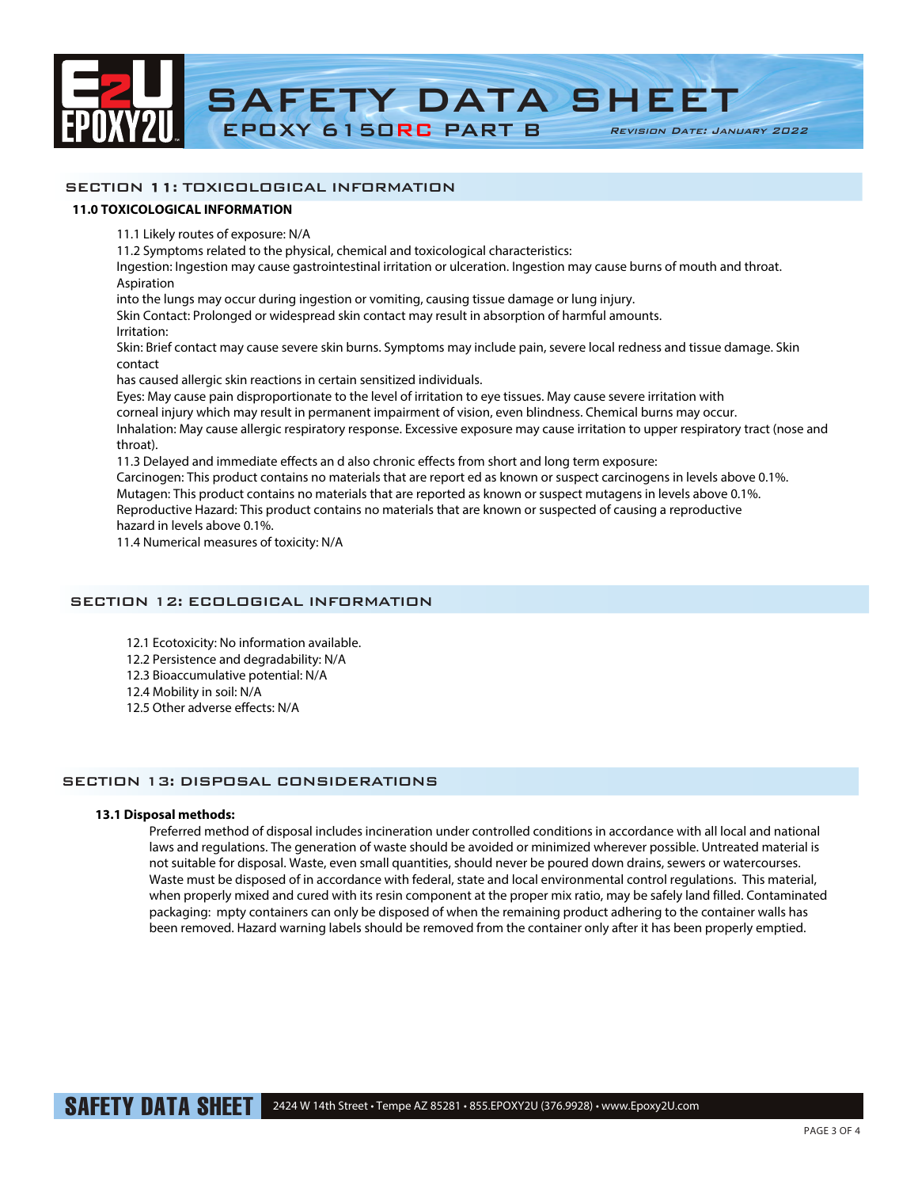## SECTION 11: TOXICOLOGICAL INFORMATION

**11.0 TOXICOLOGICAL INFORMATION**

11.1 Likely routes of exposure: N/A

11.2 Symptoms related to the physical, chemical and toxicological characteristics:

Ingestion: Ingestion may cause gastrointestinal irritation or ulceration. Ingestion may cause burns of mouth and throat. Aspiration into the lungs may occur during ingestion or vomiting, causing tissue damage or lung injury.

Skin Contact: Prolonged or widespread skin contact may result in absorption of harmful amounts.

Irritation:

Skin: Brief contact may cause severe skin burns. Symptoms may include pain, severe local redness and tissue damage. Skin contact has caused allergic skin reactions in certain sensitized individuals.

Eyes: May cause pain disproportionate to the level of irritation to eye tissues. May cause severe irritation with corneal injury which may result in permanent impairment of vision, even blindness. Chemical burns may occur.

Inhalation: May cause allergic respiratory response. Excessive exposure may cause irritation to upper respiratory tract (nose and throat).

11.3 Delayed and immediate effects an d also chronic effects from short and long term exposure:

Carcinogen: This product contains no materials that are report ed as known or suspect carcinogens in levels above 0.1%.

Mutagen: This product contains no materials that are reported as known or suspect mutagens in levels above 0.1%.

Reproductive Hazard: This product contains no materials that are known or suspected of causing a reproductive hazard in levels above 0.1%.

11.4 Numerical measures of toxicity: N/A

## SECTION 12: ECOLOGICAL INFORMATION

12.1 Ecotoxicity: No information available.

12.2 Persistence and degradability: N/A

12.3 Bioaccumulative potential: N/A

12.4 Mobility in soil: N/A

12.5 Other adverse effects: N/A

## SECTION 13: DISPOSAL CONSIDERATIONS

**13.1 Disposal methods:**

Preferred method of disposal includes incineration under controlled conditions in accordance with all local and national laws and regulations. The generation of waste should be avoided or minimized wherever possible. Untreated material is not suitable for disposal. Waste, even small quantities, should never be poured down drains, sewers or watercourses. Waste must be disposed of in accordance with federal, state and local environmental control regulations. This material, when properly mixed and cured with its resin component at the proper mix ratio, may be safely land filled. Contaminated packaging: mpty containers can only be disposed of when the remaining product adhering to the container walls has been removed. Hazard warning labels should be removed from the container only after it has been properly emptied.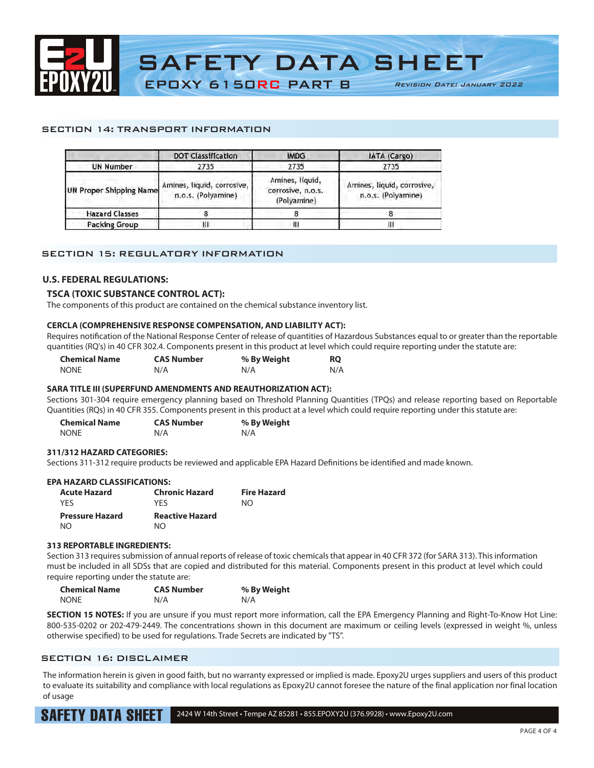## SECTION 14: TRANSPORT INFORMATION

| | DOT Classification | IMDG | IATA (Cargo) |
|---|---|---|---|
| UN Number | 2735 | 2735 | 2735 |
| UN Proper Shipping Name | Amines, liquid, corrosive, n.o.s. (Polyamine) | Amines, liquid, corrosive, n.o.s. (Polyamine) | Amines, liquid, corrosive, n.o.s. (Polyamine) |
| Hazard Classes | 8 | 8 | 8 |
| Packing Group | III | III | III |

## SECTION 15: REGULATORY INFORMATION

### U.S. FEDERAL REGULATIONS:

**TSCA (TOXIC SUBSTANCE CONTROL ACT):**
The components of this product are contained on the chemical substance inventory list.

**CERCLA (COMPREHENSIVE RESPONSE COMPENSATION, AND LIABILITY ACT):**
Requires notification of the National Response Center of release of quantities of Hazardous Substances equal to or greater than the reportable quantities (RQ's) in 40 CFR 302.4. Components present in this product at level which could require reporting under the statute are:

| Chemical Name | CAS Number | % By Weight | RQ |
|---|---|---|---|
| NONE | N/A | N/A | N/A |

**SARA TITLE III (SUPERFUND AMENDMENTS AND REAUTHORIZATION ACT):**
Sections 301-304 require emergency planning based on Threshold Planning Quantities (TPQs) and release reporting based on Reportable Quantities (RQs) in 40 CFR 355. Components present in this product at a level which could require reporting under this statute are:

| Chemical Name | CAS Number | % By Weight |
|---|---|---|
| NONE | N/A | N/A |

**311/312 HAZARD CATEGORIES:**
Sections 311-312 require products be reviewed and applicable EPA Hazard Definitions be identified and made known.

**EPA HAZARD CLASSIFICATIONS:**

| Acute Hazard | Chronic Hazard | Fire Hazard |
|---|---|---|
| YES | YES | NO |
| **Pressure Hazard** | **Reactive Hazard** | |
| NO | NO | |

**313 REPORTABLE INGREDIENTS:**
Section 313 requires submission of annual reports of release of toxic chemicals that appear in 40 CFR 372 (for SARA 313). This information must be included in all SDSs that are copied and distributed for this material. Components present in this product at level which could require reporting under the statute are:

| Chemical Name | CAS Number | % By Weight |
|---|---|---|
| NONE | N/A | N/A |

**SECTION 15 NOTES:** If you are unsure if you must report more information, call the EPA Emergency Planning and Right-To-Know Hot Line: 800-535-0202 or 202-479-2449. The concentrations shown in this document are maximum or ceiling levels (expressed in weight %, unless otherwise specified) to be used for regulations. Trade Secrets are indicated by "TS".

## SECTION 16: DISCLAIMER

The information herein is given in good faith, but no warranty expressed or implied is made. Epoxy2U urges suppliers and users of this product to evaluate its suitability and compliance with local regulations as Epoxy2U cannot foresee the nature of the final application nor final location of usage